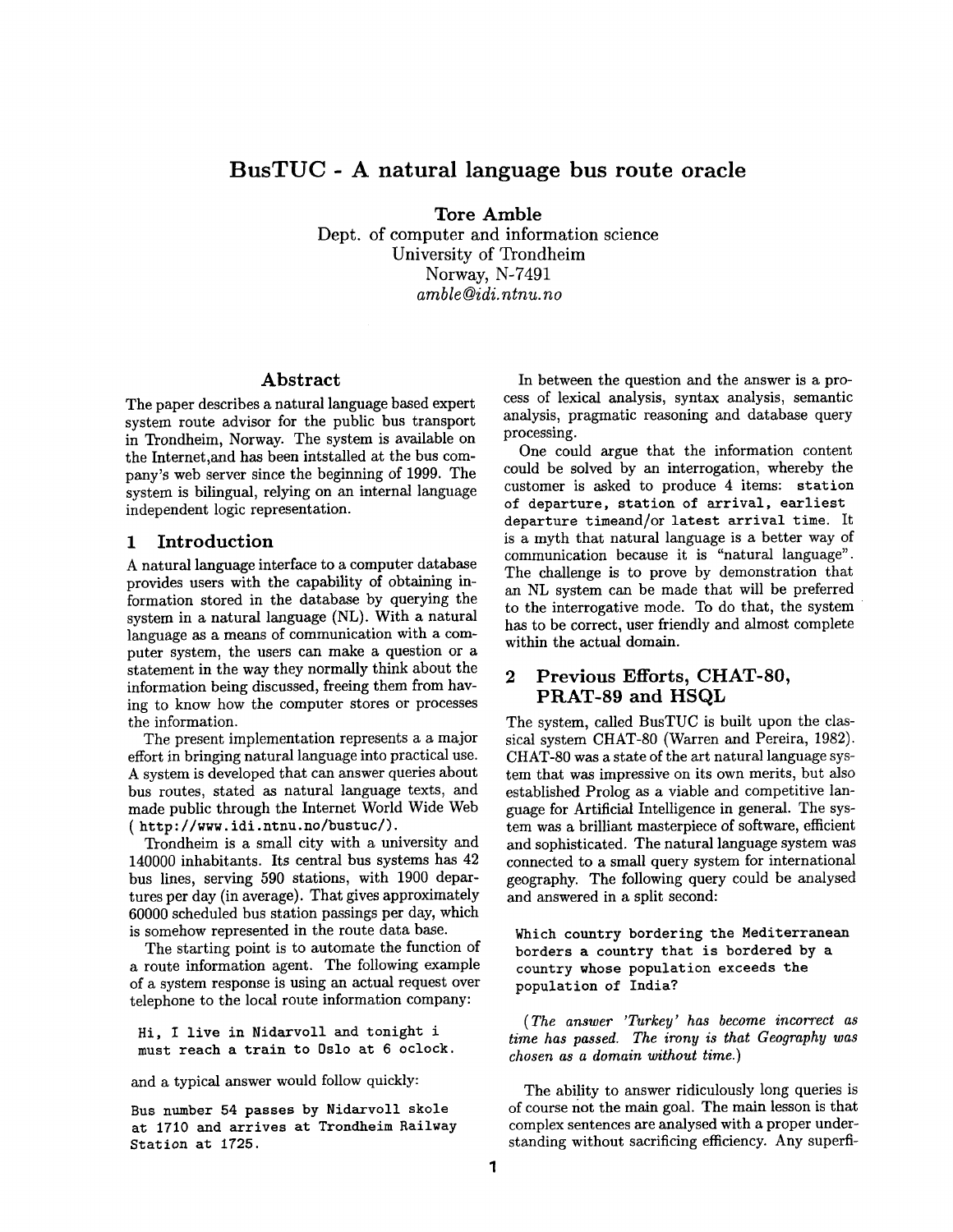# BusTUC - A natural language bus route oracle

**Tore Amble**
Dept. of computer and information science
University of Trondheim
Norway, N-7491
*amble@idi.ntnu.no*

## Abstract

The paper describes a natural language based expert system route advisor for the public bus transport in Trondheim, Norway. The system is available on the Internet,and has been intstalled at the bus company's web server since the beginning of 1999. The system is bilingual, relying on an internal language independent logic representation.

## 1 Introduction

A natural language interface to a computer database provides users with the capability of obtaining information stored in the database by querying the system in a natural language (NL). With a natural language as a means of communication with a computer system, the users can make a question or a statement in the way they normally think about the information being discussed, freeing them from having to know how the computer stores or processes the information.

The present implementation represents a a major effort in bringing natural language into practical use. A system is developed that can answer queries about bus routes, stated as natural language texts, and made public through the Internet World Wide Web ( `http://www.idi.ntnu.no/bustuc/`).

Trondheim is a small city with a university and 140000 inhabitants. Its central bus systems has 42 bus lines, serving 590 stations, with 1900 departures per day (in average). That gives approximately 60000 scheduled bus station passings per day, which is somehow represented in the route data base.

The starting point is to automate the function of a route information agent. The following example of a system response is using an actual request over telephone to the local route information company:

```
Hi, I live in Nidarvoll and tonight i
must reach a train to Oslo at 6 oclock.
```

and a typical answer would follow quickly:

```
Bus number 54 passes by Nidarvoll skole
at 1710 and arrives at Trondheim Railway
Station at 1725.
```

In between the question and the answer is a process of lexical analysis, syntax analysis, semantic analysis, pragmatic reasoning and database query processing.

One could argue that the information content could be solved by an interrogation, whereby the customer is asked to produce 4 items: `station of departure`, `station of arrival`, `earliest departure time`and/or `latest arrival time`. It is a myth that natural language is a better way of communication because it is "natural language". The challenge is to prove by demonstration that an NL system can be made that will be preferred to the interrogative mode. To do that, the system has to be correct, user friendly and almost complete within the actual domain.

## 2 Previous Efforts, CHAT-80, PRAT-89 and HSQL

The system, called BusTUC is built upon the classical system CHAT-80 (Warren and Pereira, 1982). CHAT-80 was a state of the art natural language system that was impressive on its own merits, but also established Prolog as a viable and competitive language for Artificial Intelligence in general. The system was a brilliant masterpiece of software, efficient and sophisticated. The natural language system was connected to a small query system for international geography. The following query could be analysed and answered in a split second:

```
Which country bordering the Mediterranean
borders a country that is bordered by a
country whose population exceeds the
population of India?
```

*(The answer 'Turkey' has become incorrect as time has passed. The irony is that Geography was chosen as a domain without time.)*

The ability to answer ridiculously long queries is of course not the main goal. The main lesson is that complex sentences are analysed with a proper understanding without sacrificing efficiency. Any superfi-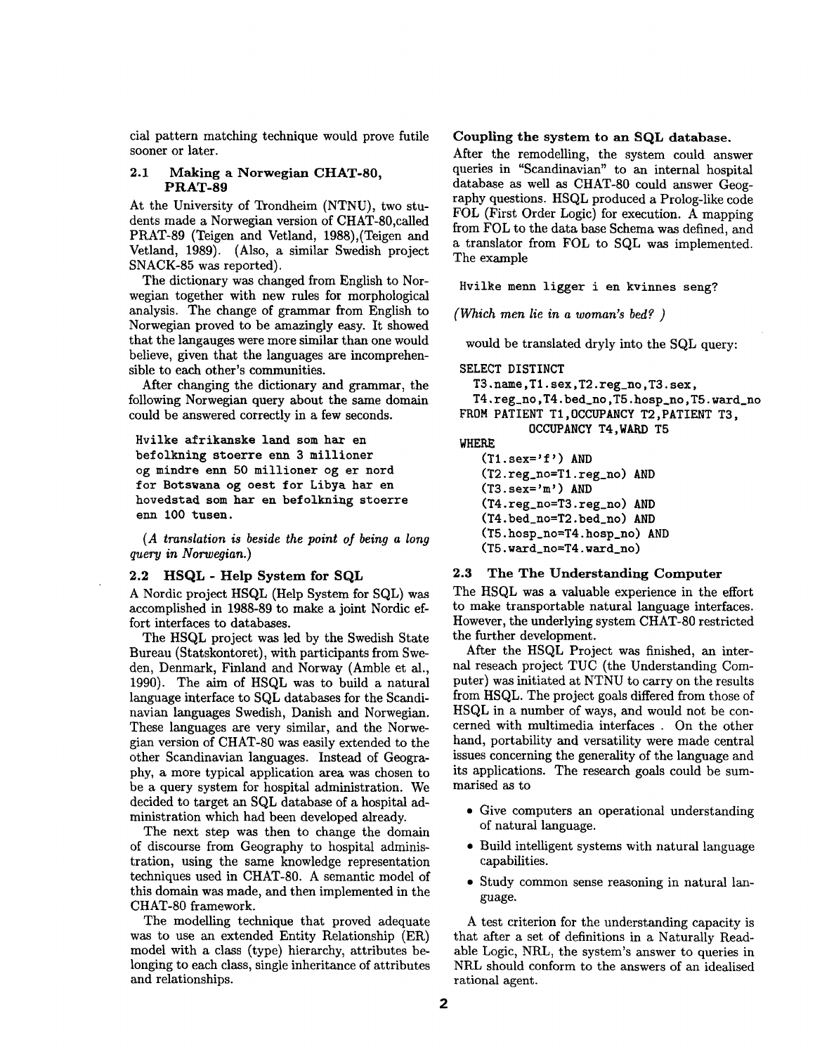cial pattern matching technique would prove futile sooner or later.

### 2.1 Making a Norwegian CHAT-80, PRAT-89

At the University of Trondheim (NTNU), two students made a Norwegian version of CHAT-80,called PRAT-89 (Teigen and Vetland, 1988),(Teigen and Vetland, 1989). (Also, a similar Swedish project SNACK-85 was reported).

The dictionary was changed from English to Norwegian together with new rules for morphological analysis. The change of grammar from English to Norwegian proved to be amazingly easy. It showed that the langauges were more similar than one would believe, given that the languages are incomprehensible to each other's communities.

After changing the dictionary and grammar, the following Norwegian query about the same domain could be answered correctly in a few seconds.

```
Hvilke afrikanske land som har en
befolkning stoerre enn 3 millioner
og mindre enn 50 millioner og er nord
for Botswana og oest for Libya har en
hovedstad som har en befolkning stoerre
enn 100 tusen.
```

*(A translation is beside the point of being a long query in Norwegian.)*

### 2.2 HSQL - Help System for SQL

A Nordic project HSQL (Help System for SQL) was accomplished in 1988-89 to make a joint Nordic effort interfaces to databases.

The HSQL project was led by the Swedish State Bureau (Statskontoret), with participants from Sweden, Denmark, Finland and Norway (Amble et al., 1990). The aim of HSQL was to build a natural language interface to SQL databases for the Scandinavian languages Swedish, Danish and Norwegian. These languages are very similar, and the Norwegian version of CHAT-80 was easily extended to the other Scandinavian languages. Instead of Geography, a more typical application area was chosen to be a query system for hospital administration. We decided to target an SQL database of a hospital administration which had been developed already.

The next step was then to change the domain of discourse from Geography to hospital administration, using the same knowledge representation techniques used in CHAT-80. A semantic model of this domain was made, and then implemented in the CHAT-80 framework.

The modelling technique that proved adequate was to use an extended Entity Relationship (ER) model with a class (type) hierarchy, attributes belonging to each class, single inheritance of attributes and relationships.

**Coupling the system to an SQL database.**

After the remodelling, the system could answer queries in "Scandinavian" to an internal hospital database as well as CHAT-80 could answer Geography questions. HSQL produced a Prolog-like code FOL (First Order Logic) for execution. A mapping from FOL to the data base Schema was defined, and a translator from FOL to SQL was implemented. The example

```
Hvilke menn ligger i en kvinnes seng?
```

*(Which men lie in a woman's bed? )*

would be translated dryly into the SQL query:

```
SELECT DISTINCT
  T3.name,T1.sex,T2.reg_no,T3.sex,
  T4.reg_no,T4.bed_no,T5.hosp_no,T5.ward_no
FROM PATIENT T1,OCCUPANCY T2,PATIENT T3,
        OCCUPANCY T4,WARD T5
WHERE
   (T1.sex='f') AND
   (T2.reg_no=T1.reg_no) AND
   (T3.sex='m') AND
   (T4.reg_no=T3.reg_no) AND
   (T4.bed_no=T2.bed_no) AND
   (T5.hosp_no=T4.hosp_no) AND
   (T5.ward_no=T4.ward_no)
```

### 2.3 The The Understanding Computer

The HSQL was a valuable experience in the effort to make transportable natural language interfaces. However, the underlying system CHAT-80 restricted the further development.

After the HSQL Project was finished, an internal reseach project TUC (the Understanding Computer) was initiated at NTNU to carry on the results from HSQL. The project goals differed from those of HSQL in a number of ways, and would not be concerned with multimedia interfaces . On the other hand, portability and versatility were made central issues concerning the generality of the language and its applications. The research goals could be summarised as to

- Give computers an operational understanding of natural language.
- Build intelligent systems with natural language capabilities.
- Study common sense reasoning in natural language.

A test criterion for the understanding capacity is that after a set of definitions in a Naturally Readable Logic, NRL, the system's answer to queries in NRL should conform to the answers of an idealised rational agent.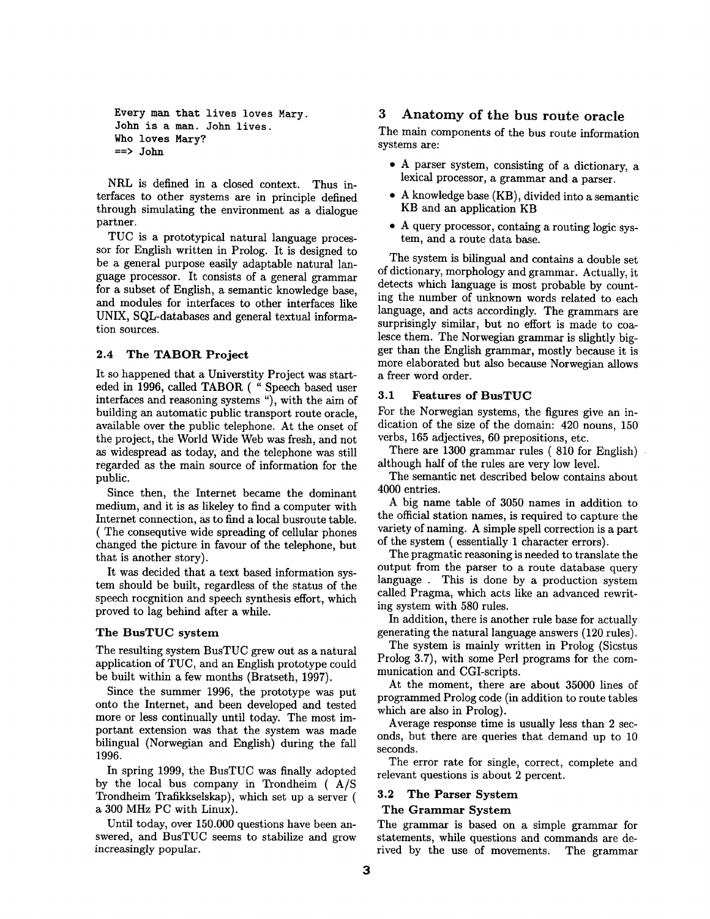```
Every man that lives loves Mary.
John is a man. John lives.
Who loves Mary?
==> John
```

NRL is defined in a closed context. Thus interfaces to other systems are in principle defined through simulating the environment as a dialogue partner.

TUC is a prototypical natural language processor for English written in Prolog. It is designed to be a general purpose easily adaptable natural language processor. It consists of a general grammar for a subset of English, a semantic knowledge base, and modules for interfaces to other interfaces like UNIX, SQL-databases and general textual information sources.

### 2.4 The TABOR Project

It so happened that a Universtity Project was starteded in 1996, called TABOR ( " Speech based user interfaces and reasoning systems "), with the aim of building an automatic public transport route oracle, available over the public telephone. At the onset of the project, the World Wide Web was fresh, and not as widespread as today, and the telephone was still regarded as the main source of information for the public.

Since then, the Internet became the dominant medium, and it is as likeley to find a computer with Internet connection, as to find a local busroute table. ( The consequtive wide spreading of cellular phones changed the picture in favour of the telephone, but that is another story).

It was decided that a text based information system should be built, regardless of the status of the speech rocgnition and speech synthesis effort, which proved to lag behind after a while.

#### The BusTUC system

The resulting system BusTUC grew out as a natural application of TUC, and an English prototype could be built within a few months (Bratseth, 1997).

Since the summer 1996, the prototype was put onto the Internet, and been developed and tested more or less continually until today. The most important extension was that the system was made bilingual (Norwegian and English) during the fall 1996.

In spring 1999, the BusTUC was finally adopted by the local bus company in Trondheim ( A/S Trondheim Trafikkselskap), which set up a server ( a 300 MHz PC with Linux).

Until today, over 150.000 questions have been answered, and BusTUC seems to stabilize and grow increasingly popular.

## 3 Anatomy of the bus route oracle

The main components of the bus route information systems are:

- A parser system, consisting of a dictionary, a lexical processor, a grammar and a parser.
- A knowledge base (KB), divided into a semantic KB and an application KB
- A query processor, containg a routing logic system, and a route data base.

The system is bilingual and contains a double set of dictionary, morphology and grammar. Actually, it detects which language is most probable by counting the number of unknown words related to each language, and acts accordingly. The grammars are surprisingly similar, but no effort is made to coalesce them. The Norwegian grammar is slightly bigger than the English grammar, mostly because it is more elaborated but also because Norwegian allows a freer word order.

### 3.1 Features of BusTUC

For the Norwegian systems, the figures give an indication of the size of the domain: 420 nouns, 150 verbs, 165 adjectives, 60 prepositions, etc.

There are 1300 grammar rules ( 810 for English) although half of the rules are very low level.

The semantic net described below contains about 4000 entries.

A big name table of 3050 names in addition to the official station names, is required to capture the variety of naming. A simple spell correction is a part of the system ( essentially 1 character errors).

The pragmatic reasoning is needed to translate the output from the parser to a route database query language . This is done by a production system called Pragma, which acts like an advanced rewriting system with 580 rules.

In addition, there is another rule base for actually generating the natural language answers (120 rules).

The system is mainly written in Prolog (Sicstus Prolog 3.7), with some Perl programs for the communication and CGI-scripts.

At the moment, there are about 35000 lines of programmed Prolog code (in addition to route tables which are also in Prolog).

Average response time is usually less than 2 seconds, but there are queries that demand up to 10 seconds.

The error rate for single, correct, complete and relevant questions is about 2 percent.

### 3.2 The Parser System

#### The Grammar System

The grammar is based on a simple grammar for statements, while questions and commands are derived by the use of movements. The grammar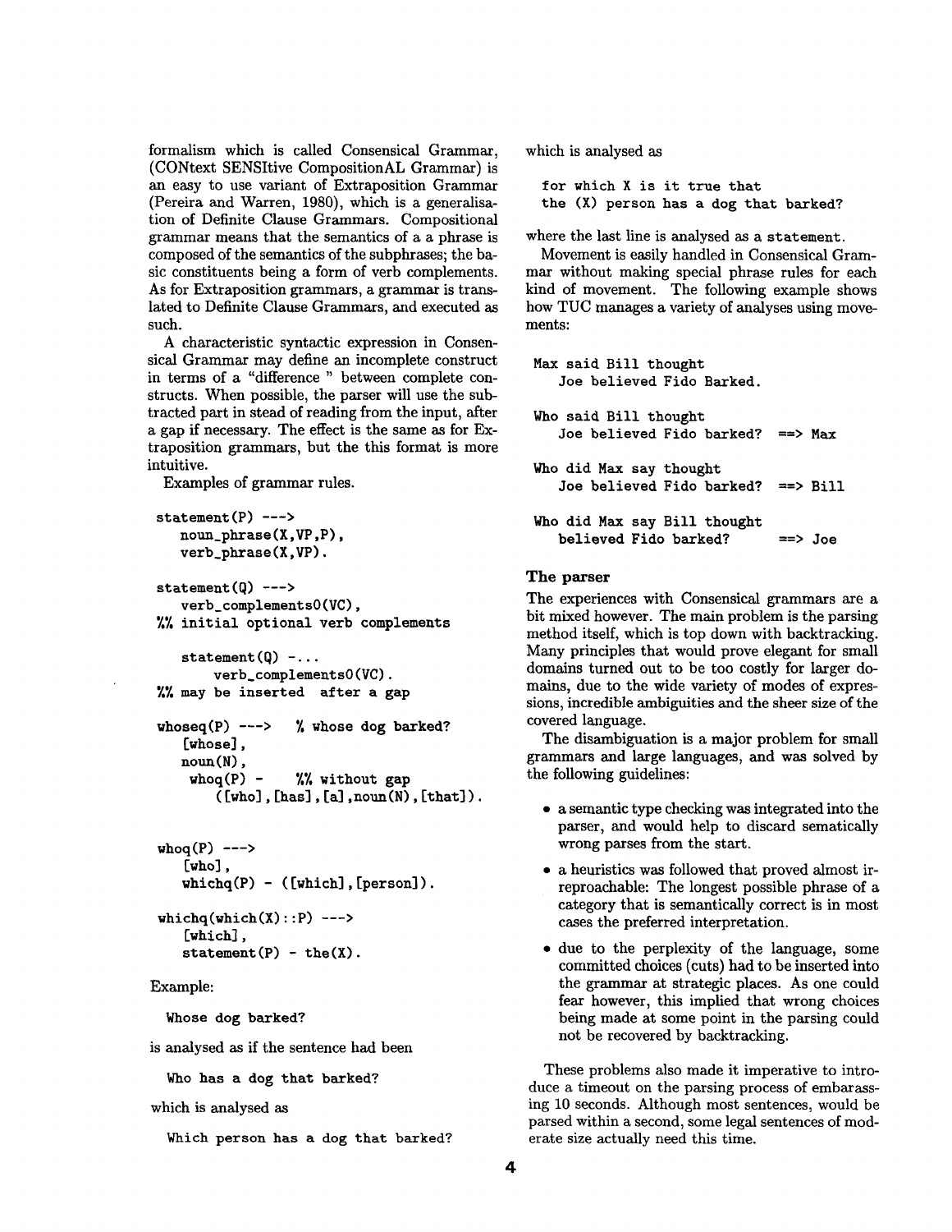formalism which is called Consensical Grammar, (CONtext SENSItive CompositionAL Grammar) is an easy to use variant of Extraposition Grammar (Pereira and Warren, 1980), which is a generalisation of Definite Clause Grammars. Compositional grammar means that the semantics of a a phrase is composed of the semantics of the subphrases; the basic constituents being a form of verb complements. As for Extraposition grammars, a grammar is translated to Definite Clause Grammars, and executed as such.

A characteristic syntactic expression in Consensical Grammar may define an incomplete construct in terms of a "difference " between complete constructs. When possible, the parser will use the subtracted part in stead of reading from the input, after a gap if necessary. The effect is the same as for Extraposition grammars, but the this format is more intuitive.

Examples of grammar rules.

```
statement(P) --->
   noun_phrase(X,VP,P),
   verb_phrase(X,VP).

statement(Q) --->
   verb_complements0(VC),
%% initial optional verb complements

   statement(Q) -...
       verb_complements0(VC).
%% may be inserted  after a gap

whoseq(P) --->   % whose dog barked?
   [whose],
   noun(N),
    whoq(P) -    %% without gap
       ([who],[has],[a],noun(N),[that]).


whoq(P) --->
   [who],
   whichq(P) - ([which],[person]).

whichq(which(X)::P) --->
   [which],
   statement(P) - the(X).
```

Example:

```
Whose dog barked?
```

is analysed as if the sentence had been

```
Who has a dog that barked?
```

which is analysed as

```
Which person has a dog that barked?
```

which is analysed as

```
for which X is it true that
the (X) person has a dog that barked?
```

where the last line is analysed as a `statement`.

Movement is easily handled in Consensical Grammar without making special phrase rules for each kind of movement. The following example shows how TUC manages a variety of analyses using movements:

```
Max said Bill thought
   Joe believed Fido Barked.

Who said Bill thought
   Joe believed Fido barked?  ==> Max

Who did Max say thought
   Joe believed Fido barked?  ==> Bill

Who did Max say Bill thought
   believed Fido barked?      ==> Joe
```

### The parser

The experiences with Consensical grammars are a bit mixed however. The main problem is the parsing method itself, which is top down with backtracking. Many principles that would prove elegant for small domains turned out to be too costly for larger domains, due to the wide variety of modes of expressions, incredible ambiguities and the sheer size of the covered language.

The disambiguation is a major problem for small grammars and large languages, and was solved by the following guidelines:

- a semantic type checking was integrated into the parser, and would help to discard sematically wrong parses from the start.
- a heuristics was followed that proved almost irreproachable: The longest possible phrase of a category that is semantically correct is in most cases the preferred interpretation.
- due to the perplexity of the language, some committed choices (cuts) had to be inserted into the grammar at strategic places. As one could fear however, this implied that wrong choices being made at some point in the parsing could not be recovered by backtracking.

These problems also made it imperative to introduce a timeout on the parsing process of embarassing 10 seconds. Although most sentences, would be parsed within a second, some legal sentences of moderate size actually need this time.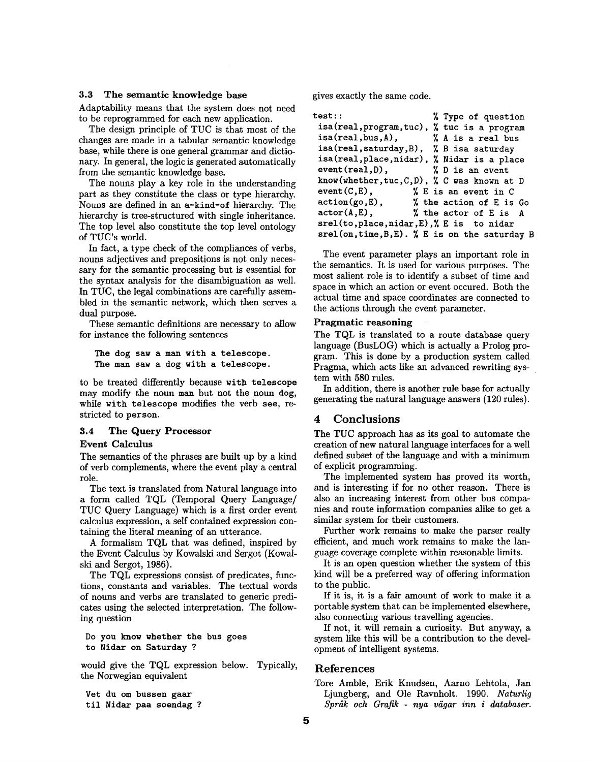### 3.3 The semantic knowledge base

Adaptability means that the system does not need to be reprogrammed for each new application.

The design principle of TUC is that most of the changes are made in a tabular semantic knowledge base, while there is one general grammar and dictionary. In general, the logic is generated automatically from the semantic knowledge base.

The nouns play a key role in the understanding part as they constitute the class or type hierarchy. Nouns are defined in an `a-kind-of` hierarchy. The hierarchy is tree-structured with single inheritance. The top level also constitute the top level ontology of TUC's world.

In fact, a type check of the compliances of verbs, nouns adjectives and prepositions is not only necessary for the semantic processing but is essential for the syntax analysis for the disambiguation as well. In TUC, the legal combinations are carefully assembled in the semantic network, which then serves a dual purpose.

These semantic definitions are necessary to allow for instance the following sentences

```
The dog saw a man with a telescope.
The man saw a dog with a telescope.
```

to be treated differently because `with telescope` may modify the noun `man` but not the noun `dog`, while `with telescope` modifies the verb `see`, restricted to `person`.

### 3.4 The Query Processor

**Event Calculus**

The semantics of the phrases are built up by a kind of verb complements, where the event play a central role.

The text is translated from Natural language into a form called TQL (Temporal Query Language/ TUC Query Language) which is a first order event calculus expression, a self contained expression containing the literal meaning of an utterance.

A formalism TQL that was defined, inspired by the Event Calculus by Kowalski and Sergot (Kowalski and Sergot, 1986).

The TQL expressions consist of predicates, functions, constants and variables. The textual words of nouns and verbs are translated to generic predicates using the selected interpretation. The following question

```
Do you know whether the bus goes
to Nidar on Saturday ?
```

would give the TQL expression below. Typically, the Norwegian equivalent

```
Vet du om bussen gaar
til Nidar paa soendag ?
```

gives exactly the same code.

```
test::                       % Type of question
 isa(real,program,tuc),  % tuc is a program
 isa(real,bus,A),        % A is a real bus
 isa(real,saturday,B),   % B isa saturday
 isa(real,place,nidar),  % Nidar is a place
 event(real,D),          % D is an event
 know(whether,tuc,C,D),  % C was known at D
 event(C,E),          % E is an event in C
 action(go,E),        % the action of E is Go
 actor(A,E),          % the actor of E is  A
 srel(to,place,nidar,E),% E is  to nidar
 srel(on,time,B,E). % E is on the saturday B
```

The event parameter plays an important role in the semantics. It is used for various purposes. The most salient role is to identify a subset of time and space in which an action or event occured. Both the actual time and space coordinates are connected to the actions through the event parameter.

**Pragmatic reasoning**

The TQL is translated to a route database query language (BusLOG) which is actually a Prolog program. This is done by a production system called Pragma, which acts like an advanced rewriting system with 580 rules.

In addition, there is another rule base for actually generating the natural language answers (120 rules).

## 4 Conclusions

The TUC approach has as its goal to automate the creation of new natural language interfaces for a well defined subset of the language and with a minimum of explicit programming.

The implemented system has proved its worth, and is interesting if for no other reason. There is also an increasing interest from other bus companies and route information companies alike to get a similar system for their customers.

Further work remains to make the parser really efficient, and much work remains to make the language coverage complete within reasonable limits.

It is an open question whether the system of this kind will be a preferred way of offering information to the public.

If it is, it is a fair amount of work to make it a portable system that can be implemented elsewhere, also connecting various travelling agencies.

If not, it will remain a curiosity. But anyway, a system like this will be a contribution to the development of intelligent systems.

## References

Tore Amble, Erik Knudsen, Aarno Lehtola, Jan Ljungberg, and Ole Ravnholt. 1990. *Naturlig Språk och Grafik - nya vägar inn i databaser.*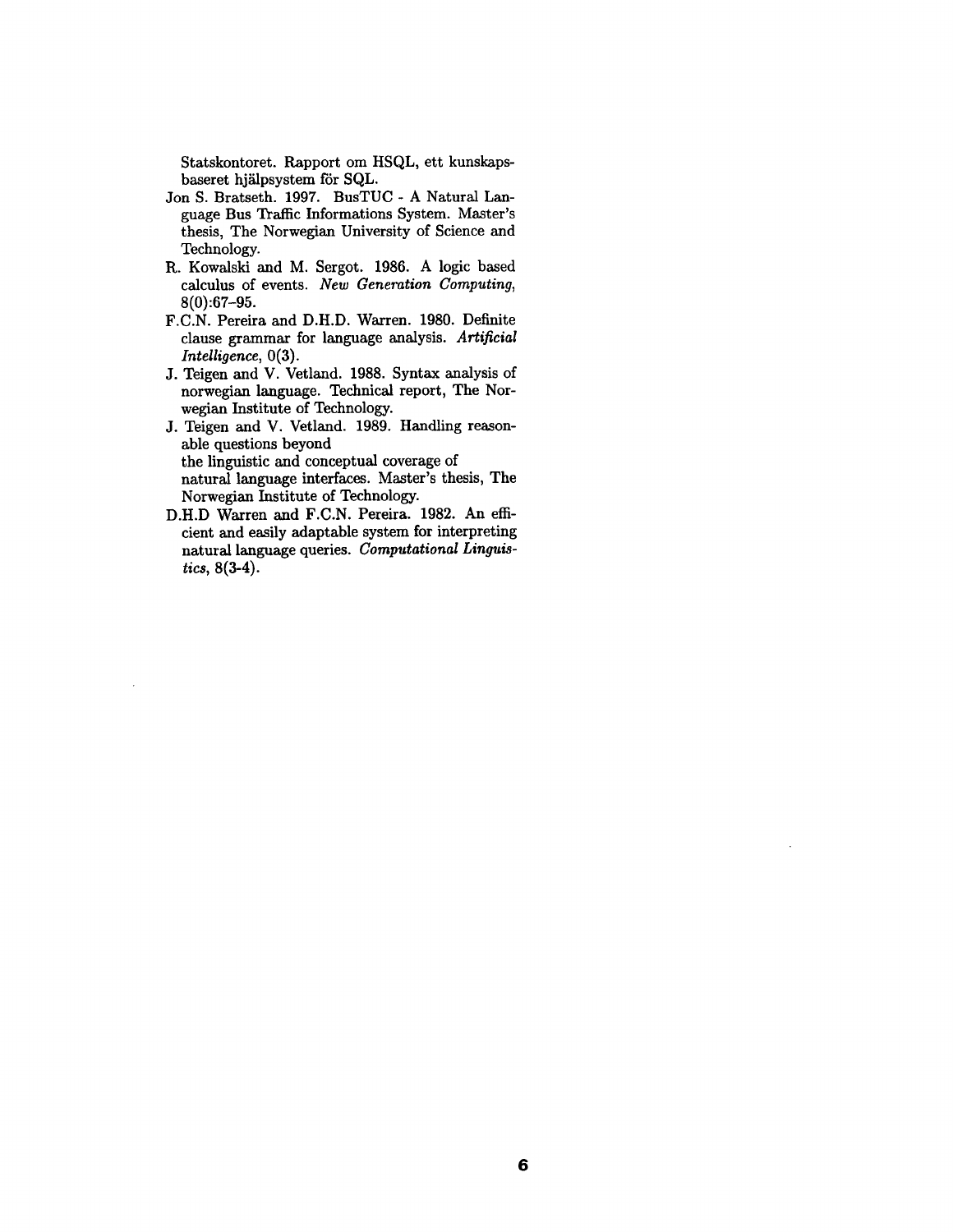Statskontoret. Rapport om HSQL, ett kunskapsbaseret hjälpsystem för SQL.

Jon S. Bratseth. 1997. BusTUC - A Natural Language Bus Traffic Informations System. Master's thesis, The Norwegian University of Science and Technology.

R. Kowalski and M. Sergot. 1986. A logic based calculus of events. *New Generation Computing*, 8(0):67–95.

F.C.N. Pereira and D.H.D. Warren. 1980. Definite clause grammar for language analysis. *Artificial Intelligence*, 0(3).

J. Teigen and V. Vetland. 1988. Syntax analysis of norwegian language. Technical report, The Norwegian Institute of Technology.

J. Teigen and V. Vetland. 1989. Handling reasonable questions beyond the linguistic and conceptual coverage of natural language interfaces. Master's thesis, The Norwegian Institute of Technology.

D.H.D Warren and F.C.N. Pereira. 1982. An efficient and easily adaptable system for interpreting natural language queries. *Computational Linguistics*, 8(3-4).